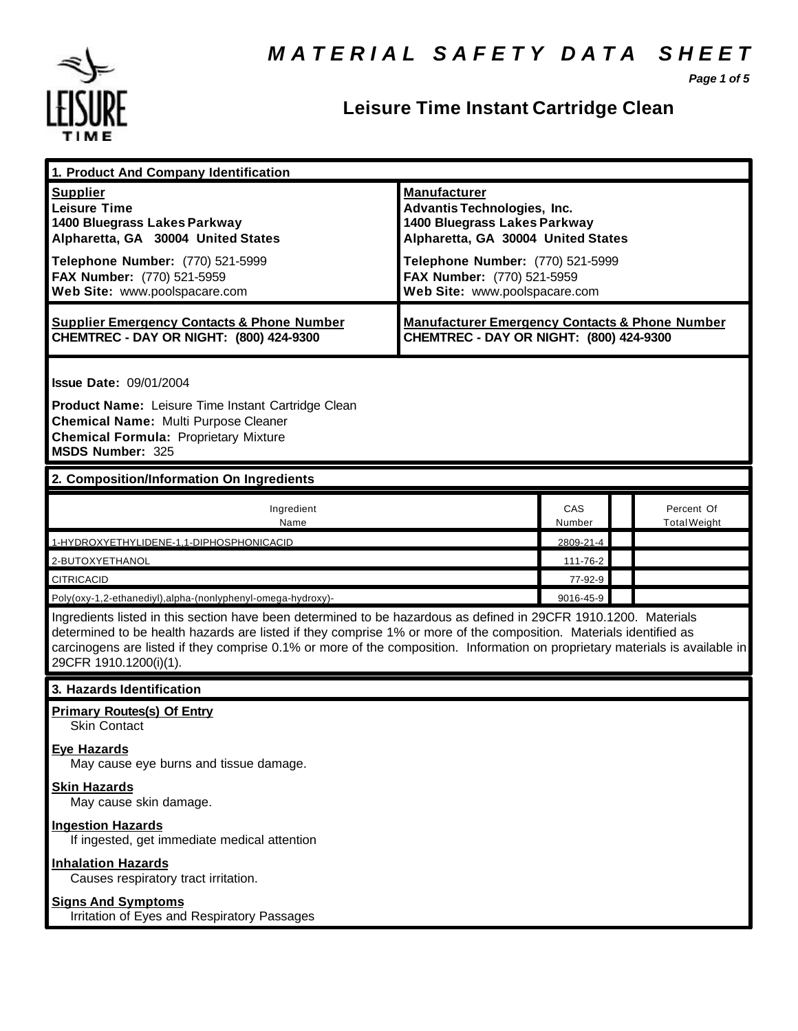# MATERIAL SAFETY DATA SHEET

## Leisure Time Instant Cartridge Clean

## 1. Product And Company Identification

| **Supplier** | **Manufacturer** |
|---|---|
| **Leisure Time** | **Advantis Technologies, Inc.** |
| **1400 Bluegrass Lakes Parkway** | **1400 Bluegrass Lakes Parkway** |
| **Alpharetta, GA 30004 United States** | **Alpharetta, GA 30004 United States** |
| **Telephone Number:** (770) 521-5999 | **Telephone Number:** (770) 521-5999 |
| **FAX Number:** (770) 521-5959 | **FAX Number:** (770) 521-5959 |
| **Web Site:** www.poolspacare.com | **Web Site:** www.poolspacare.com |
| **Supplier Emergency Contacts & Phone Number** | **Manufacturer Emergency Contacts & Phone Number** |
| **CHEMTREC - DAY OR NIGHT: (800) 424-9300** | **CHEMTREC - DAY OR NIGHT: (800) 424-9300** |

**Issue Date:** 09/01/2004

**Product Name:** Leisure Time Instant Cartridge Clean
**Chemical Name:** Multi Purpose Cleaner
**Chemical Formula:** Proprietary Mixture
**MSDS Number:** 325

## 2. Composition/Information On Ingredients

| Ingredient Name | CAS Number | | Percent Of Total Weight |
|---|---|---|---|
| 1-HYDROXYETHYLIDENE-1,1-DIPHOSPHONICACID | 2809-21-4 | | |
| 2-BUTOXYETHANOL | 111-76-2 | | |
| CITRICACID | 77-92-9 | | |
| Poly(oxy-1,2-ethanediyl),alpha-(nonlyphenyl-omega-hydroxy)- | 9016-45-9 | | |

Ingredients listed in this section have been determined to be hazardous as defined in 29CFR 1910.1200. Materials determined to be health hazards are listed if they comprise 1% or more of the composition. Materials identified as carcinogens are listed if they comprise 0.1% or more of the composition. Information on proprietary materials is available in 29CFR 1910.1200(i)(1).

## 3. Hazards Identification

**Primary Routes(s) Of Entry**
Skin Contact

**Eye Hazards**
May cause eye burns and tissue damage.

**Skin Hazards**
May cause skin damage.

**Ingestion Hazards**
If ingested, get immediate medical attention

**Inhalation Hazards**
Causes respiratory tract irritation.

**Signs And Symptoms**
Irritation of Eyes and Respiratory Passages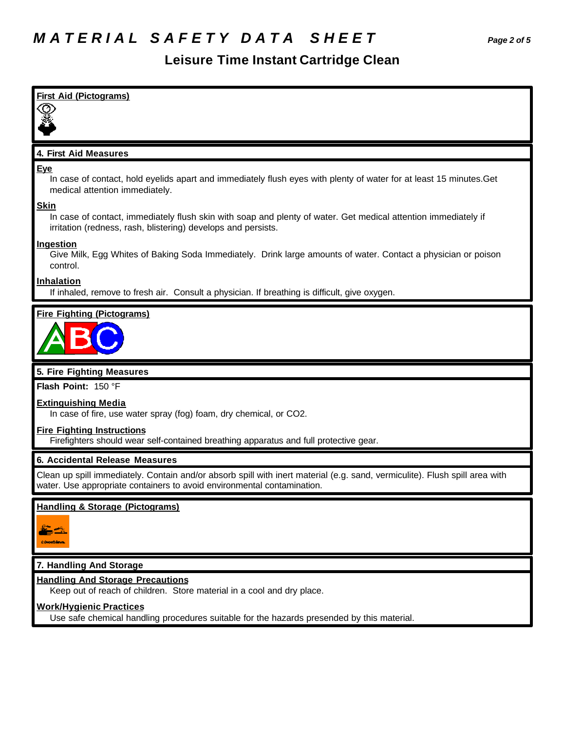## First Aid (Pictograms)

## 4. First Aid Measures

**Eye**

In case of contact, hold eyelids apart and immediately flush eyes with plenty of water for at least 15 minutes.Get medical attention immediately.

**Skin**

In case of contact, immediately flush skin with soap and plenty of water. Get medical attention immediately if irritation (redness, rash, blistering) develops and persists.

**Ingestion**

Give Milk, Egg Whites of Baking Soda Immediately. Drink large amounts of water. Contact a physician or poison control.

**Inhalation**

If inhaled, remove to fresh air. Consult a physician. If breathing is difficult, give oxygen.

## Fire Fighting (Pictograms)

## 5. Fire Fighting Measures

**Flash Point:** 150 °F

**Extinguishing Media**

In case of fire, use water spray (fog) foam, dry chemical, or $CO_2$.

**Fire Fighting Instructions**

Firefighters should wear self-contained breathing apparatus and full protective gear.

## 6. Accidental Release Measures

Clean up spill immediately. Contain and/or absorb spill with inert material (e.g. sand, vermiculite). Flush spill area with water. Use appropriate containers to avoid environmental contamination.

## Handling & Storage (Pictograms)

## 7. Handling And Storage

**Handling And Storage Precautions**

Keep out of reach of children. Store material in a cool and dry place.

**Work/Hygienic Practices**

Use safe chemical handling procedures suitable for the hazards presended by this material.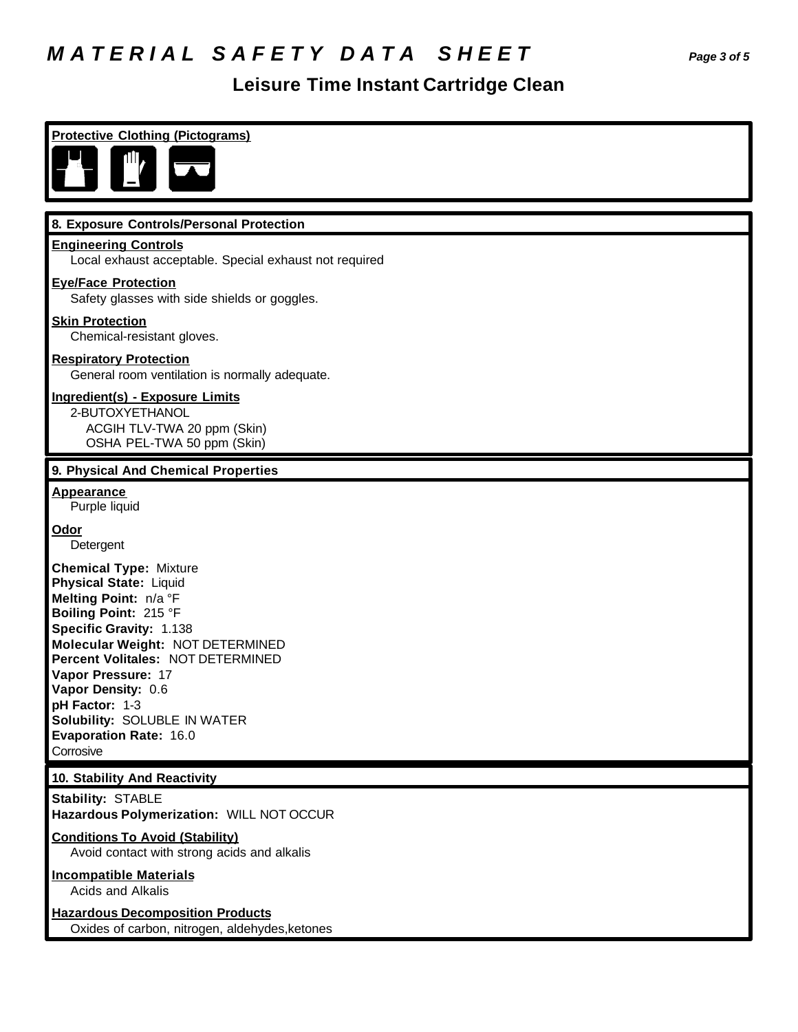# MATERIAL SAFETY DATA SHEET

## Leisure Time Instant Cartridge Clean

**Protective Clothing (Pictograms)**

## 8. Exposure Controls/Personal Protection

**Engineering Controls**
Local exhaust acceptable. Special exhaust not required

**Eye/Face Protection**
Safety glasses with side shields or goggles.

**Skin Protection**
Chemical-resistant gloves.

**Respiratory Protection**
General room ventilation is normally adequate.

**Ingredient(s) - Exposure Limits**
2-BUTOXYETHANOL
ACGIH TLV-TWA 20 ppm (Skin)
OSHA PEL-TWA 50 ppm (Skin)

## 9. Physical And Chemical Properties

**Appearance**
Purple liquid

**Odor**
Detergent

**Chemical Type:** Mixture
**Physical State:** Liquid
**Melting Point:** n/a °F
**Boiling Point:** 215 °F
**Specific Gravity:** 1.138
**Molecular Weight:** NOT DETERMINED
**Percent Volitales:** NOT DETERMINED
**Vapor Pressure:** 17
**Vapor Density:** 0.6
**pH Factor:** 1-3
**Solubility:** SOLUBLE IN WATER
**Evaporation Rate:** 16.0
Corrosive

## 10. Stability And Reactivity

**Stability:** STABLE
**Hazardous Polymerization:** WILL NOT OCCUR

**Conditions To Avoid (Stability)**
Avoid contact with strong acids and alkalis

**Incompatible Materials**
Acids and Alkalis

**Hazardous Decomposition Products**
Oxides of carbon, nitrogen, aldehydes,ketones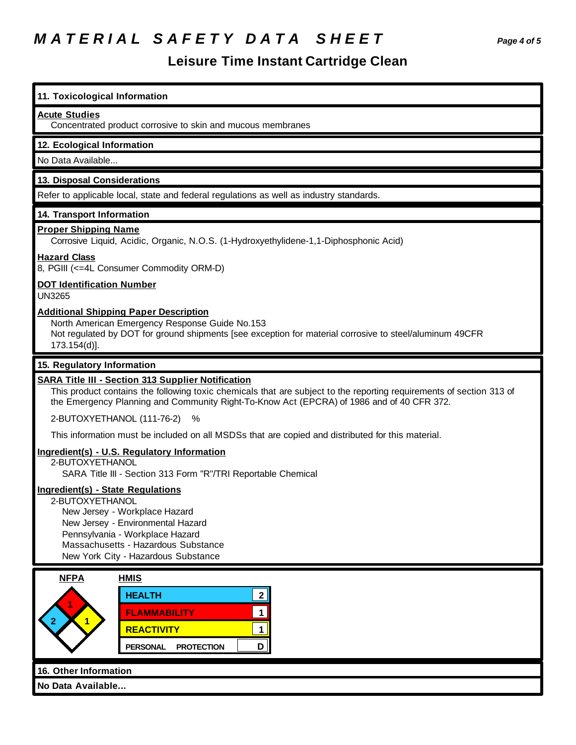# MATERIAL SAFETY DATA SHEET

## Leisure Time Instant Cartridge Clean

### 11. Toxicological Information

**Acute Studies**

Concentrated product corrosive to skin and mucous membranes

### 12. Ecological Information

No Data Available...

### 13. Disposal Considerations

Refer to applicable local, state and federal regulations as well as industry standards.

### 14. Transport Information

**Proper Shipping Name**

Corrosive Liquid, Acidic, Organic, N.O.S. (1-Hydroxyethylidene-1,1-Diphosphonic Acid)

**Hazard Class**

8, PGIII (<=4L Consumer Commodity ORM-D)

**DOT Identification Number**

UN3265

**Additional Shipping Paper Description**

North American Emergency Response Guide No.153

Not regulated by DOT for ground shipments [see exception for material corrosive to steel/aluminum 49CFR 173.154(d)].

### 15. Regulatory Information

**SARA Title III - Section 313 Supplier Notification**

This product contains the following toxic chemicals that are subject to the reporting requirements of section 313 of the Emergency Planning and Community Right-To-Know Act (EPCRA) of 1986 and of 40 CFR 372.

2-BUTOXYETHANOL (111-76-2) %

This information must be included on all MSDSs that are copied and distributed for this material.

**Ingredient(s) - U.S. Regulatory Information**

2-BUTOXYETHANOL
- SARA Title III - Section 313 Form "R"/TRI Reportable Chemical

**Ingredient(s) - State Regulations**

2-BUTOXYETHANOL
- New Jersey - Workplace Hazard
- New Jersey - Environmental Hazard
- Pennsylvania - Workplace Hazard
- Massachusetts - Hazardous Substance
- New York City - Hazardous Substance

**NFPA**

| Health | Flammability | Reactivity | Special |
|---|---|---|---|
| 2 | 1 | 1 | |

**HMIS**

| | |
|---|---|
| HEALTH | 2 |
| FLAMMABILITY | 1 |
| REACTIVITY | 1 |
| PERSONAL PROTECTION | D |

### 16. Other Information

**No Data Available...**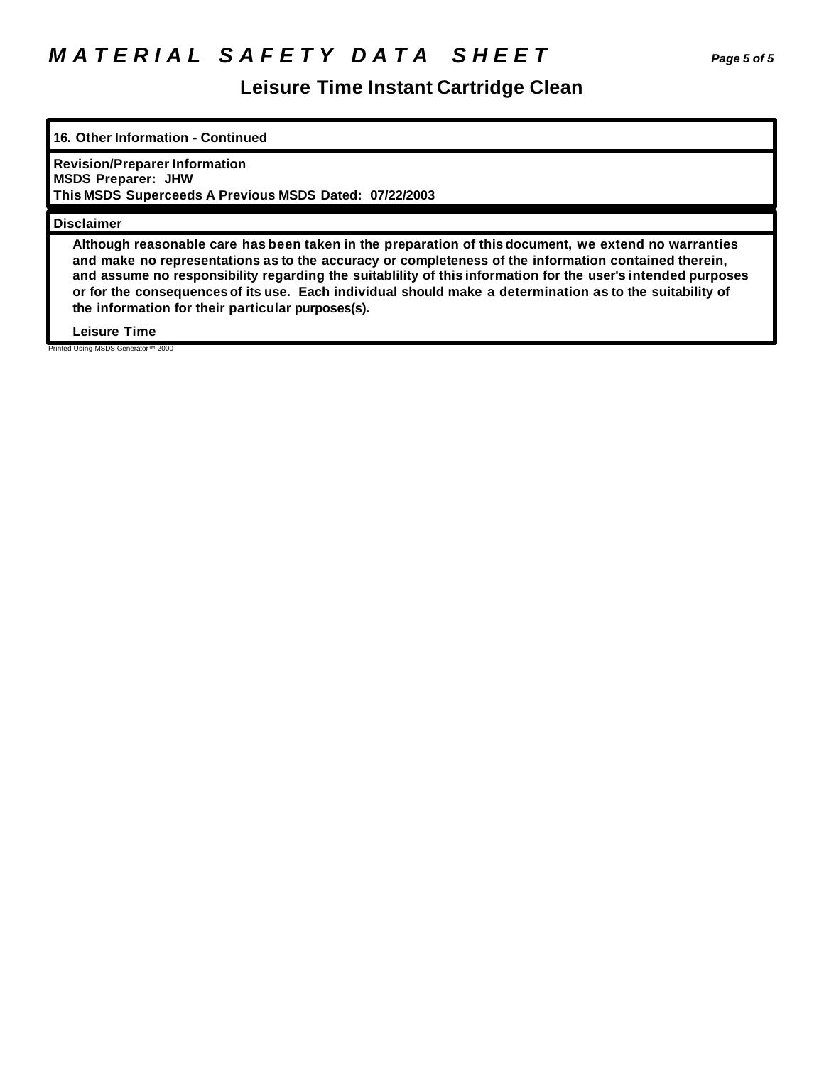**16. Other Information - Continued**

**Revision/Preparer Information**

**MSDS Preparer: JHW**

**This MSDS Superceeds A Previous MSDS Dated: 07/22/2003**

**Disclaimer**

**Although reasonable care has been taken in the preparation of this document, we extend no warranties and make no representations as to the accuracy or completeness of the information contained therein, and assume no responsibility regarding the suitablility of this information for the user's intended purposes or for the consequences of its use. Each individual should make a determination as to the suitability of the information for their particular purposes(s).**

**Leisure Time**

Printed Using MSDS Generator™ 2000